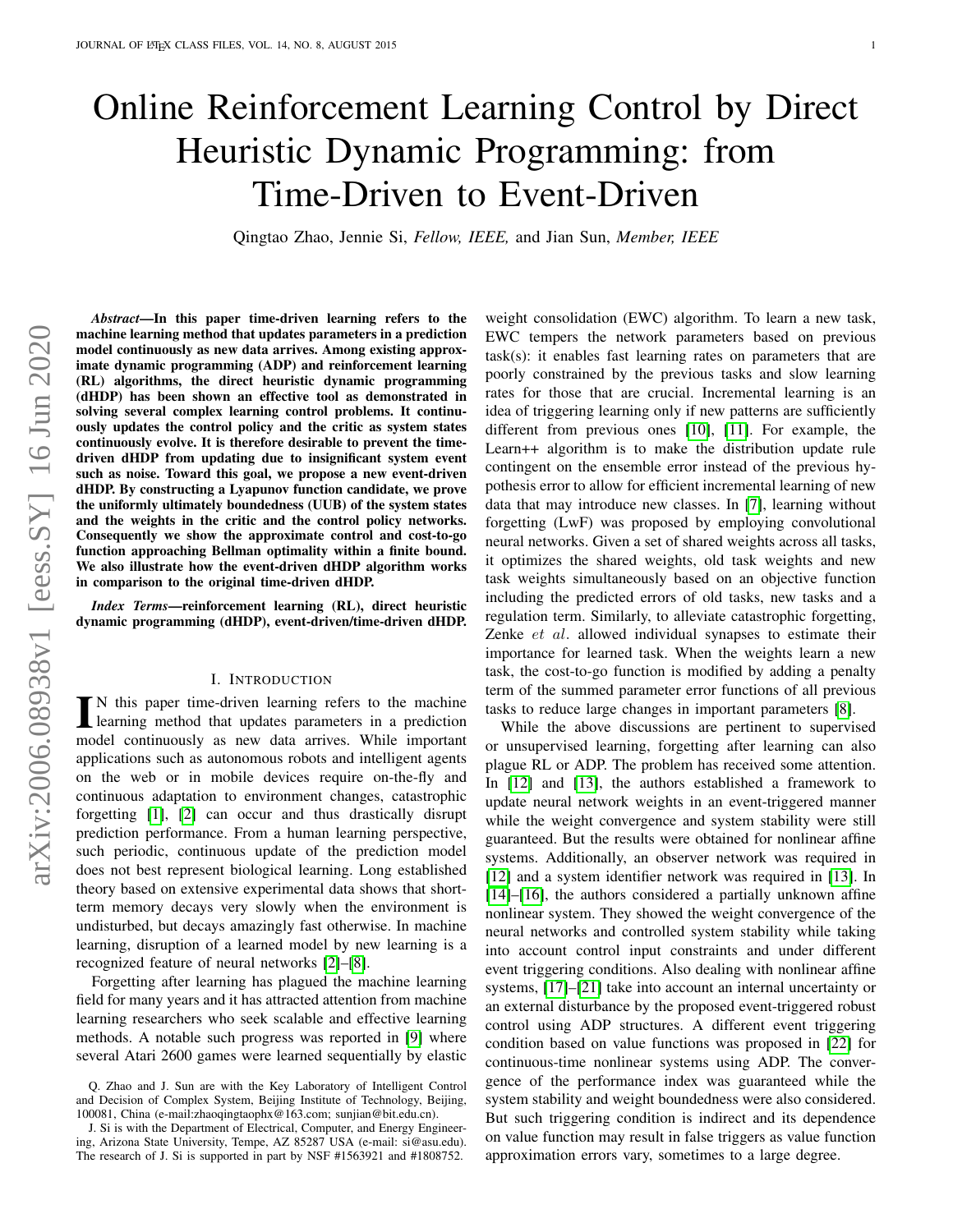# Online Reinforcement Learning Control by Direct Heuristic Dynamic Programming: from Time-Driven to Event-Driven

Qingtao Zhao, Jennie Si, *Fellow, IEEE,* and Jian Sun, *Member, IEEE*

***Abstract*—In this paper time-driven learning refers to the machine learning method that updates parameters in a prediction model continuously as new data arrives. Among existing approximate dynamic programming (ADP) and reinforcement learning (RL) algorithms, the direct heuristic dynamic programming (dHDP) has been shown an effective tool as demonstrated in solving several complex learning control problems. It continuously updates the control policy and the critic as system states continuously evolve. It is therefore desirable to prevent the time-driven dHDP from updating due to insignificant system event such as noise. Toward this goal, we propose a new event-driven dHDP. By constructing a Lyapunov function candidate, we prove the uniformly ultimately boundedness (UUB) of the system states and the weights in the critic and the control policy networks. Consequently we show the approximate control and cost-to-go function approaching Bellman optimality within a finite bound. We also illustrate how the event-driven dHDP algorithm works in comparison to the original time-driven dHDP.**

***Index Terms*—reinforcement learning (RL), direct heuristic dynamic programming (dHDP), event-driven/time-driven dHDP.**

## I. Introduction

In this paper time-driven learning refers to the machine learning method that updates parameters in a prediction model continuously as new data arrives. While important applications such as autonomous robots and intelligent agents on the web or in mobile devices require on-the-fly and continuous adaptation to environment changes, catastrophic forgetting [1], [2] can occur and thus drastically disrupt prediction performance. From a human learning perspective, such periodic, continuous update of the prediction model does not best represent biological learning. Long established theory based on extensive experimental data shows that short-term memory decays very slowly when the environment is undisturbed, but decays amazingly fast otherwise. In machine learning, disruption of a learned model by new learning is a recognized feature of neural networks [2]–[8].

Forgetting after learning has plagued the machine learning field for many years and it has attracted attention from machine learning researchers who seek scalable and effective learning methods. A notable such progress was reported in [9] where several Atari 2600 games were learned sequentially by elastic weight consolidation (EWC) algorithm. To learn a new task, EWC tempers the network parameters based on previous task(s): it enables fast learning rates on parameters that are poorly constrained by the previous tasks and slow learning rates for those that are crucial. Incremental learning is an idea of triggering learning only if new patterns are sufficiently different from previous ones [10], [11]. For example, the Learn++ algorithm is to make the distribution update rule contingent on the ensemble error instead of the previous hypothesis error to allow for efficient incremental learning of new data that may introduce new classes. In [7], learning without forgetting (LwF) was proposed by employing convolutional neural networks. Given a set of shared weights across all tasks, it optimizes the shared weights, old task weights and new task weights simultaneously based on an objective function including the predicted errors of old tasks, new tasks and a regulation term. Similarly, to alleviate catastrophic forgetting, Zenke $et\ al.$ allowed individual synapses to estimate their importance for learned task. When the weights learn a new task, the cost-to-go function is modified by adding a penalty term of the summed parameter error functions of all previous tasks to reduce large changes in important parameters [8].

While the above discussions are pertinent to supervised or unsupervised learning, forgetting after learning can also plague RL or ADP. The problem has received some attention. In [12] and [13], the authors established a framework to update neural network weights in an event-triggered manner while the weight convergence and system stability were still guaranteed. But the results were obtained for nonlinear affine systems. Additionally, an observer network was required in [12] and a system identifier network was required in [13]. In [14]–[16], the authors considered a partially unknown affine nonlinear system. They showed the weight convergence of the neural networks and controlled system stability while taking into account control input constraints and under different event triggering conditions. Also dealing with nonlinear affine systems, [17]–[21] take into account an internal uncertainty or an external disturbance by the proposed event-triggered robust control using ADP structures. A different event triggering condition based on value functions was proposed in [22] for continuous-time nonlinear systems using ADP. The convergence of the performance index was guaranteed while the system stability and weight boundedness were also considered. But such triggering condition is indirect and its dependence on value function may result in false triggers as value function approximation errors vary, sometimes to a large degree.

Q. Zhao and J. Sun are with the Key Laboratory of Intelligent Control and Decision of Complex System, Beijing Institute of Technology, Beijing, 100081, China (e-mail:zhaoqingtaophx@163.com; sunjian@bit.edu.cn).

J. Si is with the Department of Electrical, Computer, and Energy Engineering, Arizona State University, Tempe, AZ 85287 USA (e-mail: si@asu.edu). The research of J. Si is supported in part by NSF #1563921 and #1808752.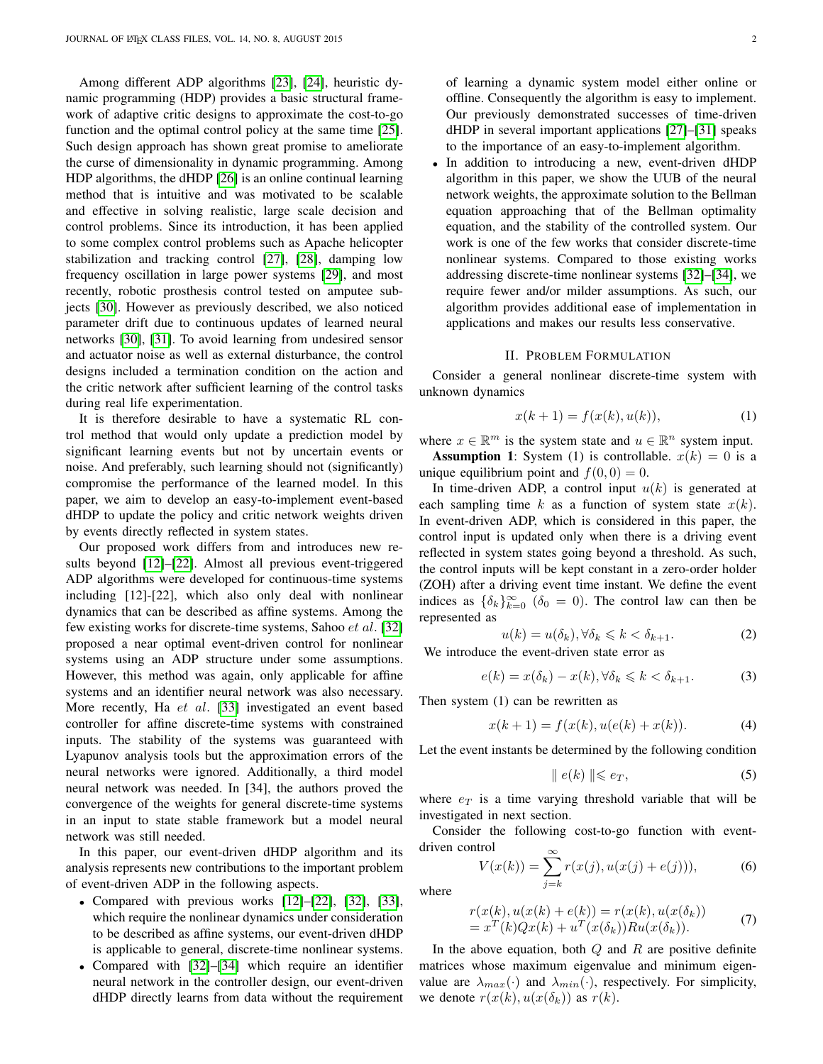Among different ADP algorithms [23], [24], heuristic dynamic programming (HDP) provides a basic structural framework of adaptive critic designs to approximate the cost-to-go function and the optimal control policy at the same time [25]. Such design approach has shown great promise to ameliorate the curse of dimensionality in dynamic programming. Among HDP algorithms, the dHDP [26] is an online continual learning method that is intuitive and was motivated to be scalable and effective in solving realistic, large scale decision and control problems. Since its introduction, it has been applied to some complex control problems such as Apache helicopter stabilization and tracking control [27], [28], damping low frequency oscillation in large power systems [29], and most recently, robotic prosthesis control tested on amputee subjects [30]. However as previously described, we also noticed parameter drift due to continuous updates of learned neural networks [30], [31]. To avoid learning from undesired sensor and actuator noise as well as external disturbance, the control designs included a termination condition on the action and the critic network after sufficient learning of the control tasks during real life experimentation.

It is therefore desirable to have a systematic RL control method that would only update a prediction model by significant learning events but not by uncertain events or noise. And preferably, such learning should not (significantly) compromise the performance of the learned model. In this paper, we aim to develop an easy-to-implement event-based dHDP to update the policy and critic network weights driven by events directly reflected in system states.

Our proposed work differs from and introduces new results beyond [12]–[22]. Almost all previous event-triggered ADP algorithms were developed for continuous-time systems including [12]-[22], which also only deal with nonlinear dynamics that can be described as affine systems. Among the few existing works for discrete-time systems, Sahoo *et al.* [32] proposed a near optimal event-driven control for nonlinear systems using an ADP structure under some assumptions. However, this method was again, only applicable for affine systems and an identifier neural network was also necessary. More recently, Ha *et al.* [33] investigated an event based controller for affine discrete-time systems with constrained inputs. The stability of the systems was guaranteed with Lyapunov analysis tools but the approximation errors of the neural networks were ignored. Additionally, a third model neural network was needed. In [34], the authors proved the convergence of the weights for general discrete-time systems in an input to state stable framework but a model neural network was still needed.

In this paper, our event-driven dHDP algorithm and its analysis represents new contributions to the important problem of event-driven ADP in the following aspects.

- Compared with previous works [12]–[22], [32], [33], which require the nonlinear dynamics under consideration to be described as affine systems, our event-driven dHDP is applicable to general, discrete-time nonlinear systems.
- Compared with [32]–[34] which require an identifier neural network in the controller design, our event-driven dHDP directly learns from data without the requirement of learning a dynamic system model either online or offline. Consequently the algorithm is easy to implement. Our previously demonstrated successes of time-driven dHDP in several important applications [27]–[31] speaks to the importance of an easy-to-implement algorithm.
- In addition to introducing a new, event-driven dHDP algorithm in this paper, we show the UUB of the neural network weights, the approximate solution to the Bellman equation approaching that of the Bellman optimality equation, and the stability of the controlled system. Our work is one of the few works that consider discrete-time nonlinear systems. Compared to those existing works addressing discrete-time nonlinear systems [32]–[34], we require fewer and/or milder assumptions. As such, our algorithm provides additional ease of implementation in applications and makes our results less conservative.

## II. Problem Formulation

Consider a general nonlinear discrete-time system with unknown dynamics

$$x(k+1) = f(x(k), u(k)), \tag{1}$$

where $x \in \mathbb{R}^m$ is the system state and $u \in \mathbb{R}^n$ system input.

**Assumption 1**: System (1) is controllable. $x(k) = 0$ is a unique equilibrium point and $f(0,0) = 0$.

In time-driven ADP, a control input $u(k)$ is generated at each sampling time $k$ as a function of system state $x(k)$. In event-driven ADP, which is considered in this paper, the control input is updated only when there is a driving event reflected in system states going beyond a threshold. As such, the control inputs will be kept constant in a zero-order holder (ZOH) after a driving event time instant. We define the event indices as $\{\delta_k\}_{k=0}^{\infty}$ ($\delta_0 = 0$). The control law can then be represented as

$$u(k) = u(\delta_k), \forall \delta_k \leqslant k < \delta_{k+1}. \tag{2}$$

We introduce the event-driven state error as

$$e(k) = x(\delta_k) - x(k), \forall \delta_k \leqslant k < \delta_{k+1}. \tag{3}$$

Then system (1) can be rewritten as

$$x(k+1) = f(x(k), u(e(k) + x(k)). \tag{4}$$

Let the event instants be determined by the following condition

$$\| e(k) \| \leqslant e_T, \tag{5}$$

where $e_T$ is a time varying threshold variable that will be investigated in next section.

Consider the following cost-to-go function with event-driven control

$$V(x(k)) = \sum_{j=k}^{\infty} r(x(j), u(x(j) + e(j))), \tag{6}$$

where

$$\begin{aligned} &r(x(k), u(x(k) + e(k)) = r(x(k), u(x(\delta_k)) \\ &= x^T(k) Q x(k) + u^T(x(\delta_k)) R u(x(\delta_k)). \end{aligned} \tag{7}$$

In the above equation, both $Q$ and $R$ are positive definite matrices whose maximum eigenvalue and minimum eigenvalue are $\lambda_{max}(\cdot)$ and $\lambda_{min}(\cdot)$, respectively. For simplicity, we denote $r(x(k), u(x(\delta_k))$ as $r(k)$.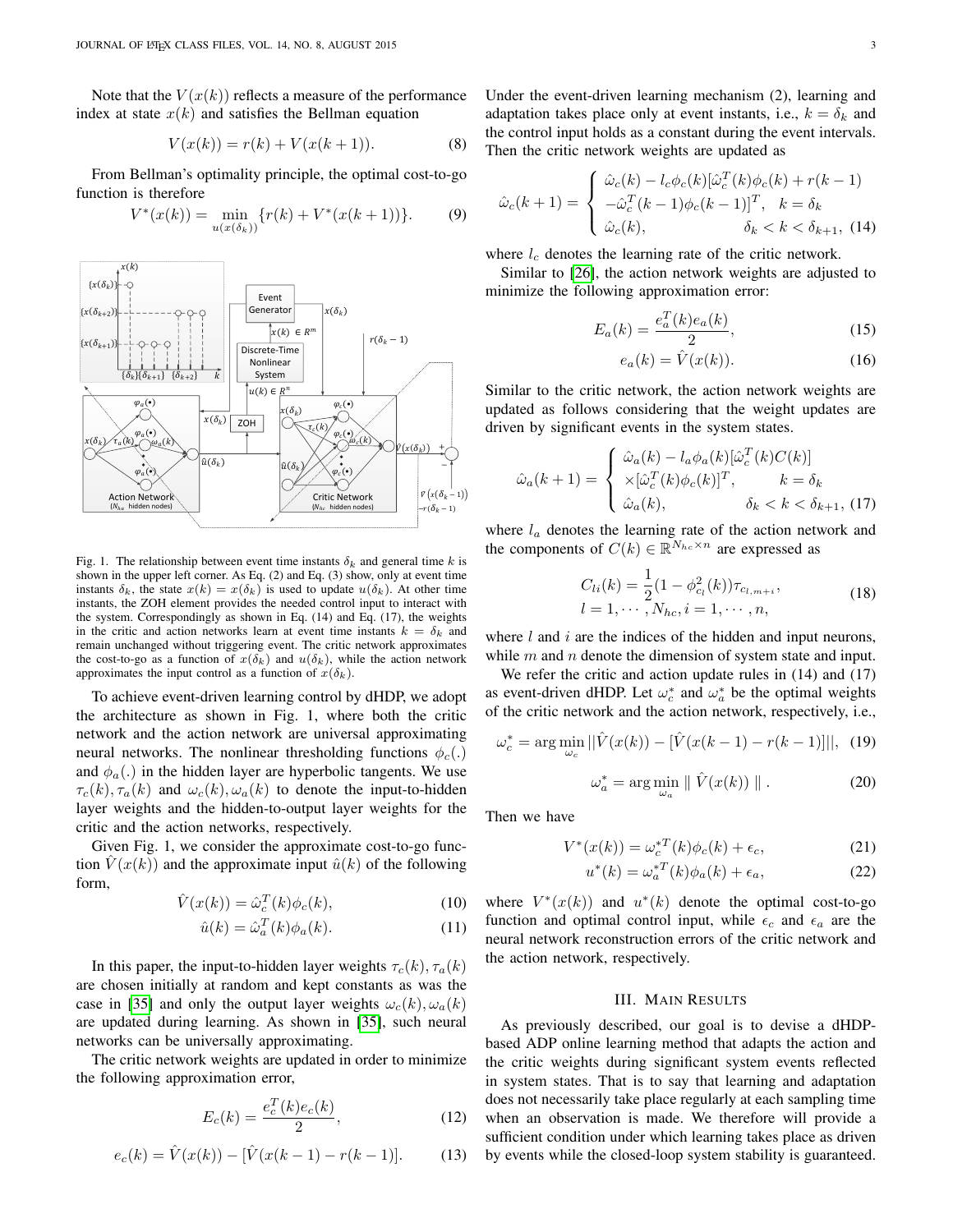Note that the $V(x(k))$ reflects a measure of the performance index at state $x(k)$ and satisfies the Bellman equation

$$V(x(k)) = r(k) + V(x(k+1)). \tag{8}$$

From Bellman's optimality principle, the optimal cost-to-go function is therefore

$$V^*(x(k)) = \min_{u(x(\delta_k))} \{r(k) + V^*(x(k+1))\}. \tag{9}$$

{x(δk)}
{x(δk+2)}
{x(δk+1)}
x(k)
{δk}{δk+1} {δk+2} k
Event Generator
x(k) ∈ R^m
x(δk)
Discrete-Time Nonlinear System
u(k) ∈ R^n
r(δk − 1)
x(δk)
ZOH
Action Network (Nha hidden nodes)
Critic Network (Nhc hidden nodes)
V̂(x(δk))
V̂(x(δk − 1))
−r(δk − 1)

Fig. 1. The relationship between event time instants $\delta_k$ and general time $k$ is shown in the upper left corner. As Eq. (2) and Eq. (3) show, only at event time instants $\delta_k$, the state $x(k) = x(\delta_k)$ is used to update $u(\delta_k)$. At other time instants, the ZOH element provides the needed control input to interact with the system. Correspondingly as shown in Eq. (14) and Eq. (17), the weights in the critic and action networks learn at event time instants $k = \delta_k$ and remain unchanged without triggering event. The critic network approximates the cost-to-go as a function of $x(\delta_k)$ and $u(\delta_k)$, while the action network approximates the input control as a function of $x(\delta_k)$.

To achieve event-driven learning control by dHDP, we adopt the architecture as shown in Fig. 1, where both the critic network and the action network are universal approximating neural networks. The nonlinear thresholding functions $\phi_c(.)$ and $\phi_a(.)$ in the hidden layer are hyperbolic tangents. We use $\tau_c(k), \tau_a(k)$ and $\omega_c(k), \omega_a(k)$ to denote the input-to-hidden layer weights and the hidden-to-output layer weights for the critic and the action networks, respectively.

Given Fig. 1, we consider the approximate cost-to-go function $\hat{V}(x(k))$ and the approximate input $\hat{u}(k)$ of the following form,

$$\hat{V}(x(k)) = \hat{\omega}_c^T(k)\phi_c(k), \tag{10}$$

$$\hat{u}(k) = \hat{\omega}_a^T(k)\phi_a(k). \tag{11}$$

In this paper, the input-to-hidden layer weights $\tau_c(k), \tau_a(k)$ are chosen initially at random and kept constants as was the case in [35] and only the output layer weights $\omega_c(k), \omega_a(k)$ are updated during learning. As shown in [35], such neural networks can be universally approximating.

The critic network weights are updated in order to minimize the following approximation error,

$$E_c(k) = \frac{e_c^T(k)e_c(k)}{2}, \tag{12}$$

$$e_c(k) = \hat{V}(x(k)) - [\hat{V}(x(k-1) - r(k-1)]. \tag{13}$$

Under the event-driven learning mechanism (2), learning and adaptation takes place only at event instants, i.e., $k = \delta_k$ and the control input holds as a constant during the event intervals. Then the critic network weights are updated as

$$\hat{\omega}_c(k+1) = \begin{cases} \hat{\omega}_c(k) - l_c\phi_c(k)[\hat{\omega}_c^T(k)\phi_c(k) + r(k-1) \\ -\hat{\omega}_c^T(k-1)\phi_c(k-1)]^T, \quad k = \delta_k \\ \hat{\omega}_c(k), \qquad\qquad \delta_k < k < \delta_{k+1}, \end{cases} \tag{14}$$

where $l_c$ denotes the learning rate of the critic network.

Similar to [26], the action network weights are adjusted to minimize the following approximation error:

$$E_a(k) = \frac{e_a^T(k)e_a(k)}{2}, \tag{15}$$

$$e_a(k) = \hat{V}(x(k)). \tag{16}$$

Similar to the critic network, the action network weights are updated as follows considering that the weight updates are driven by significant events in the system states.

$$\hat{\omega}_a(k+1) = \begin{cases} \hat{\omega}_a(k) - l_a\phi_a(k)[\hat{\omega}_c^T(k)C(k)] \\ \times[\hat{\omega}_c^T(k)\phi_c(k)]^T, \qquad k = \delta_k \\ \hat{\omega}_a(k), \qquad\qquad \delta_k < k < \delta_{k+1}, \end{cases} \tag{17}$$

where $l_a$ denotes the learning rate of the action network and the components of $C(k) \in \mathbb{R}^{N_{hc}\times n}$ are expressed as

$$\begin{aligned} C_{li}(k) &= \frac{1}{2}(1 - \phi_{c_l}^2(k))\tau_{c_{l,m+i}}, \\ l &= 1, \cdots, N_{hc}, i = 1, \cdots, n, \end{aligned} \tag{18}$$

where $l$ and $i$ are the indices of the hidden and input neurons, while $m$ and $n$ denote the dimension of system state and input.

We refer the critic and action update rules in (14) and (17) as event-driven dHDP. Let $\omega_c^*$ and $\omega_a^*$ be the optimal weights of the critic network and the action network, respectively, i.e.,

$$\omega_c^* = \arg\min_{\omega_c} ||\hat{V}(x(k)) - [\hat{V}(x(k-1) - r(k-1)]||, \tag{19}$$

$$\omega_a^* = \arg\min_{\omega_a} \parallel \hat{V}(x(k)) \parallel. \tag{20}$$

Then we have

$$V^*(x(k)) = \omega_c^{*T}(k)\phi_c(k) + \epsilon_c, \tag{21}$$

$$u^*(k) = \omega_a^{*T}(k)\phi_a(k) + \epsilon_a, \tag{22}$$

where $V^*(x(k))$ and $u^*(k)$ denote the optimal cost-to-go function and optimal control input, while $\epsilon_c$ and $\epsilon_a$ are the neural network reconstruction errors of the critic network and the action network, respectively.

## III. Main Results

As previously described, our goal is to devise a dHDP-based ADP online learning method that adapts the action and the critic weights during significant system events reflected in system states. That is to say that learning and adaptation does not necessarily take place regularly at each sampling time when an observation is made. We therefore will provide a sufficient condition under which learning takes place as driven by events while the closed-loop system stability is guaranteed.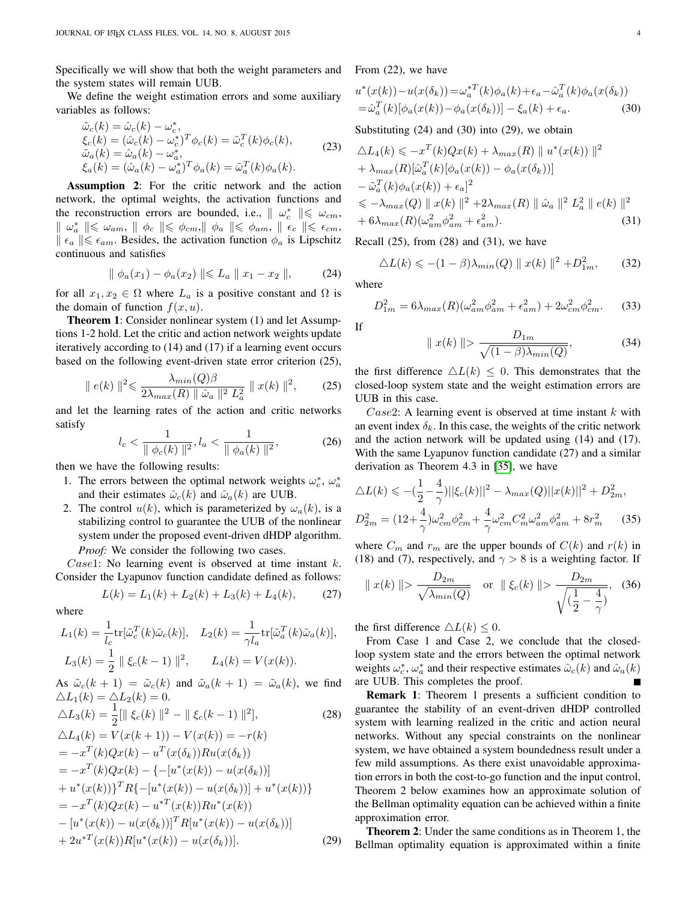Specifically we will show that both the weight parameters and the system states will remain UUB.

We define the weight estimation errors and some auxiliary variables as follows:

$$
\begin{aligned}
&\tilde{\omega}_c(k) = \hat{\omega}_c(k) - \omega_c^*,\\
&\xi_c(k) = (\hat{\omega}_c(k) - \omega_c^*)^T \phi_c(k) = \tilde{\omega}_c^T(k)\phi_c(k),\\
&\tilde{\omega}_a(k) = \hat{\omega}_a(k) - \omega_a^*,\\
&\xi_a(k) = (\hat{\omega}_a(k) - \omega_a^*)^T \phi_a(k) = \tilde{\omega}_a^T(k)\phi_a(k).
\end{aligned} \tag{23}
$$

**Assumption 2**: For the critic network and the action network, the optimal weights, the activation functions and the reconstruction errors are bounded, i.e., $\| \omega_c^* \| \leqslant \omega_{cm}$, $\| \omega_a^* \| \leqslant \omega_{am}$, $\| \phi_c \| \leqslant \phi_{cm}$, $\| \phi_a \| \leqslant \phi_{am}$, $\| \epsilon_c \| \leqslant \epsilon_{cm}$, $\| \epsilon_a \| \leqslant \epsilon_{am}$. Besides, the activation function $\phi_a$ is Lipschitz continuous and satisfies

$$
\| \phi_a(x_1) - \phi_a(x_2) \| \leqslant L_a \| x_1 - x_2 \|, \tag{24}
$$

for all $x_1, x_2 \in \Omega$ where $L_a$ is a positive constant and $\Omega$ is the domain of function $f(x,u)$.

**Theorem 1**: Consider nonlinear system (1) and let Assumptions 1-2 hold. Let the critic and action network weights update iteratively according to (14) and (17) if a learning event occurs based on the following event-driven state error criterion (25),

$$
\| e(k) \|^2 \leqslant \frac{\lambda_{min}(Q)\beta}{2\lambda_{max}(R) \| \hat{\omega}_a \|^2 L_a^2} \| x(k) \|^2, \tag{25}
$$

and let the learning rates of the action and critic networks satisfy

$$
l_c < \frac{1}{\| \phi_c(k) \|^2}, l_a < \frac{1}{\| \phi_a(k) \|^2}, \tag{26}
$$

then we have the following results:

1. The errors between the optimal network weights $\omega_c^*$, $\omega_a^*$ and their estimates $\hat{\omega}_c(k)$ and $\hat{\omega}_a(k)$ are UUB.
2. The control $u(k)$, which is parameterized by $\omega_a(k)$, is a stabilizing control to guarantee the UUB of the nonlinear system under the proposed event-driven dHDP algorithm.

*Proof:* We consider the following two cases.

*Case*1: No learning event is observed at time instant $k$. Consider the Lyapunov function candidate defined as follows:

$$
L(k) = L_1(k) + L_2(k) + L_3(k) + L_4(k), \tag{27}
$$

where

$$
L_1(k) = \frac{1}{l_c}\text{tr}[\tilde{\omega}_c^T(k)\tilde{\omega}_c(k)], \quad L_2(k) = \frac{1}{\gamma l_a}\text{tr}[\tilde{\omega}_a^T(k)\tilde{\omega}_a(k)],
$$
$$
L_3(k) = \frac{1}{2} \| \xi_c(k-1) \|^2, \qquad L_4(k) = V(x(k)).
$$

As $\tilde{\omega}_c(k+1) = \tilde{\omega}_c(k)$ and $\tilde{\omega}_a(k+1) = \tilde{\omega}_a(k)$, we find $\triangle L_1(k) = \triangle L_2(k) = 0$.

$$
\triangle L_3(k) = \frac{1}{2}[\| \xi_c(k) \|^2 - \| \xi_c(k-1) \|^2], \tag{28}
$$

$$
\begin{aligned}
&\triangle L_4(k) = V(x(k+1)) - V(x(k)) = -r(k)\\
&= -x^T(k)Qx(k) - u^T(x(\delta_k))Ru(x(\delta_k))\\
&= -x^T(k)Qx(k) - \{-[u^*(x(k)) - u(x(\delta_k))]\\
&+ u^*(x(k))\}^T R\{-[u^*(x(k)) - u(x(\delta_k))] + u^*(x(k))\}\\
&= -x^T(k)Qx(k) - u^{*T}(x(k))Ru^*(x(k))\\
&- [u^*(x(k)) - u(x(\delta_k))]^T R[u^*(x(k)) - u(x(\delta_k))]\\
&+ 2u^{*T}(x(k))R[u^*(x(k)) - u(x(\delta_k))].
\end{aligned} \tag{29}
$$

From (22), we have

$$
\begin{aligned}
u^*(x(k)) - u(x(\delta_k)) &= \omega_a^{*T}(k)\phi_a(k) + \epsilon_a - \hat{\omega}_a^T(k)\phi_a(x(\delta_k))\\
&= \hat{\omega}_a^T(k)[\phi_a(x(k)) - \phi_a(x(\delta_k))] - \xi_a(k) + \epsilon_a.
\end{aligned} \tag{30}
$$

Substituting (24) and (30) into (29), we obtain

$$
\begin{aligned}
&\triangle L_4(k) \leqslant -x^T(k)Qx(k) + \lambda_{max}(R) \| u^*(x(k)) \|^2\\
&+ \lambda_{max}(R)[\hat{\omega}_a^T(k)[\phi_a(x(k)) - \phi_a(x(\delta_k))]\\
&- \tilde{\omega}_a^T(k)\phi_a(x(k)) + \epsilon_a]^2\\
&\leqslant -\lambda_{max}(Q) \| x(k) \|^2 + 2\lambda_{max}(R) \| \hat{\omega}_a \|^2 L_a^2 \| e(k) \|^2\\
&+ 6\lambda_{max}(R)(\omega_{am}^2\phi_{am}^2 + \epsilon_{am}^2).
\end{aligned} \tag{31}
$$

Recall (25), from (28) and (31), we have

$$
\triangle L(k) \leqslant -(1-\beta)\lambda_{min}(Q) \| x(k) \|^2 + D_{1m}^2, \tag{32}
$$

where

$$
D_{1m}^2 = 6\lambda_{max}(R)(\omega_{am}^2\phi_{am}^2 + \epsilon_{am}^2) + 2\omega_{cm}^2\phi_{cm}^2. \tag{33}
$$

If

$$
\| x(k) \| > \frac{D_{1m}}{\sqrt{(1-\beta)\lambda_{min}(Q)}}, \tag{34}
$$

the first difference $\triangle L(k) \leq 0$. This demonstrates that the closed-loop system state and the weight estimation errors are UUB in this case.

*Case*2: A learning event is observed at time instant $k$ with an event index $\delta_k$. In this case, the weights of the critic network and the action network will be updated using (14) and (17). With the same Lyapunov function candidate (27) and a similar derivation as Theorem 4.3 in [35], we have

$$
\triangle L(k) \leqslant -(\frac{1}{2} - \frac{4}{\gamma})||\xi_c(k)||^2 - \lambda_{max}(Q)||x(k)||^2 + D_{2m}^2,
$$
$$
D_{2m}^2 = (12 + \frac{4}{\gamma})\omega_{cm}^2\phi_{cm}^2 + \frac{4}{\gamma}\omega_{cm}^2 C_m^2 \omega_{am}^2 \phi_{am}^2 + 8r_m^2 \tag{35}
$$

where $C_m$ and $r_m$ are the upper bounds of $C(k)$ and $r(k)$ in (18) and (7), respectively, and $\gamma > 8$ is a weighting factor. If

$$
\| x(k) \| > \frac{D_{2m}}{\sqrt{\lambda_{min}(Q)}} \quad \text{or} \quad \| \xi_c(k) \| > \frac{D_{2m}}{\sqrt{(\frac{1}{2} - \frac{4}{\gamma})}}, \tag{36}
$$

the first difference $\triangle L(k) \leq 0$.

From Case 1 and Case 2, we conclude that the closed-loop system state and the errors between the optimal network weights $\omega_c^*$, $\omega_a^*$ and their respective estimates $\hat{\omega}_c(k)$ and $\hat{\omega}_a(k)$ are UUB. This completes the proof. ∎

**Remark 1**: Theorem 1 presents a sufficient condition to guarantee the stability of an event-driven dHDP controlled system with learning realized in the critic and action neural networks. Without any special constraints on the nonlinear system, we have obtained a system boundedness result under a few mild assumptions. As there exist unavoidable approximation errors in both the cost-to-go function and the input control, Theorem 2 below examines how an approximate solution of the Bellman optimality equation can be achieved within a finite approximation error.

**Theorem 2**: Under the same conditions as in Theorem 1, the Bellman optimality equation is approximated within a finite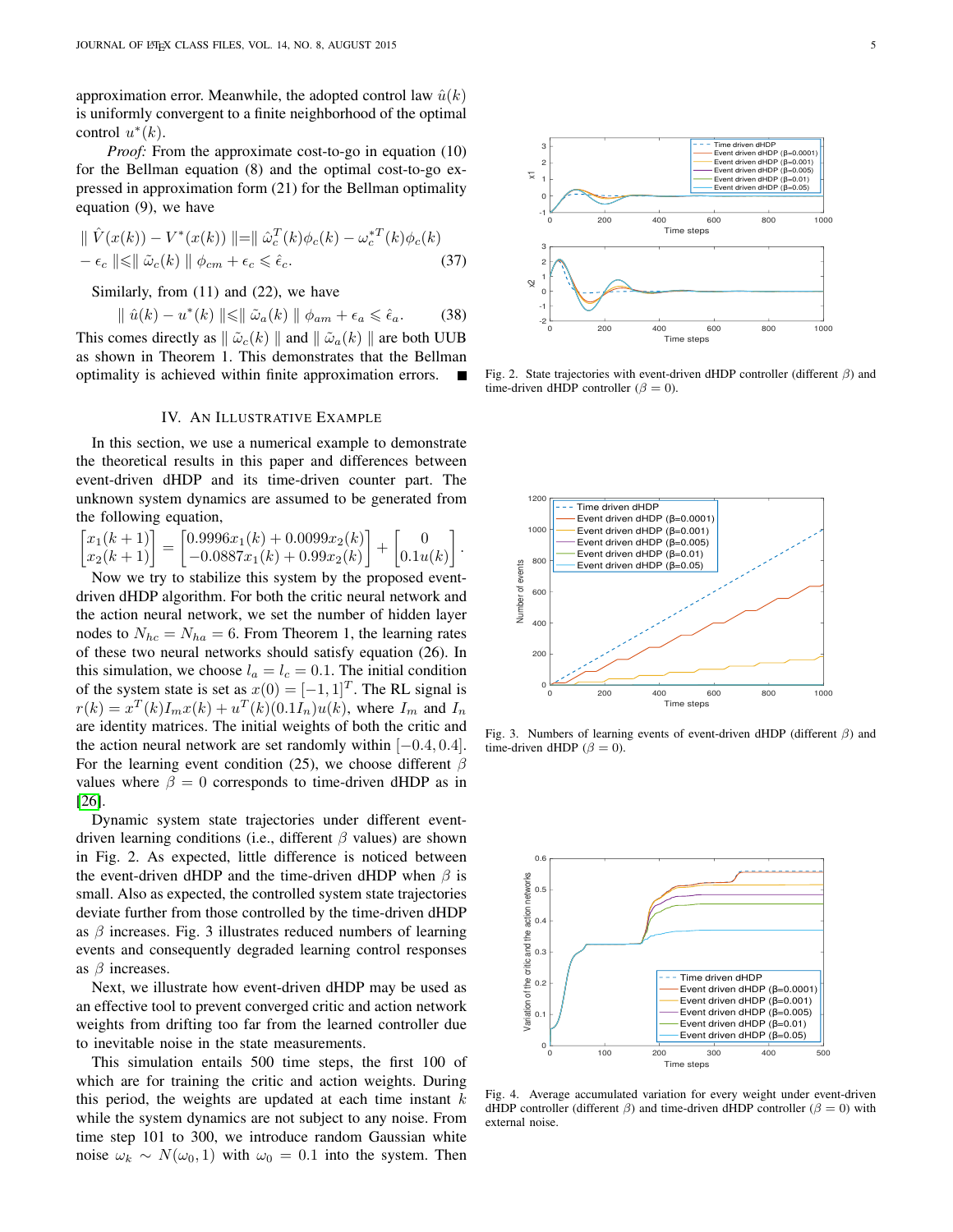approximation error. Meanwhile, the adopted control law $\hat{u}(k)$ is uniformly convergent to a finite neighborhood of the optimal control $u^*(k)$.

*Proof:* From the approximate cost-to-go in equation (10) for the Bellman equation (8) and the optimal cost-to-go expressed in approximation form (21) for the Bellman optimality equation (9), we have

$$\begin{aligned}\| \hat{V}(x(k)) - V^*(x(k)) \| &= \| \hat{\omega}_c^T(k)\phi_c(k) - \omega_c^{*T}(k)\phi_c(k) \\ &- \epsilon_c \| \leqslant \| \tilde{\omega}_c(k) \| \phi_{cm} + \epsilon_c \leqslant \hat{\epsilon}_c. \end{aligned} \tag{37}$$

Similarly, from (11) and (22), we have

$$\| \hat{u}(k) - u^*(k) \| \leqslant \| \tilde{\omega}_a(k) \| \phi_{am} + \epsilon_a \leqslant \hat{\epsilon}_a. \tag{38}$$

This comes directly as $\| \tilde{\omega}_c(k) \|$ and $\| \tilde{\omega}_a(k) \|$ are both UUB as shown in Theorem 1. This demonstrates that the Bellman optimality is achieved within finite approximation errors. ■

## IV. An Illustrative Example

In this section, we use a numerical example to demonstrate the theoretical results in this paper and differences between event-driven dHDP and its time-driven counter part. The unknown system dynamics are assumed to be generated from the following equation,

$$\begin{bmatrix} x_1(k+1) \\ x_2(k+1) \end{bmatrix} = \begin{bmatrix} 0.9996x_1(k) + 0.0099x_2(k) \\ -0.0887x_1(k) + 0.99x_2(k) \end{bmatrix} + \begin{bmatrix} 0 \\ 0.1u(k) \end{bmatrix}.$$

Now we try to stabilize this system by the proposed event-driven dHDP algorithm. For both the critic neural network and the action neural network, we set the number of hidden layer nodes to $N_{hc} = N_{ha} = 6$. From Theorem 1, the learning rates of these two neural networks should satisfy equation (26). In this simulation, we choose $l_a = l_c = 0.1$. The initial condition of the system state is set as $x(0) = [-1, 1]^T$. The RL signal is $r(k) = x^T(k)I_m x(k) + u^T(k)(0.1I_n)u(k)$, where $I_m$ and $I_n$ are identity matrices. The initial weights of both the critic and the action neural network are set randomly within $[-0.4, 0.4]$. For the learning event condition (25), we choose different $\beta$ values where $\beta = 0$ corresponds to time-driven dHDP as in [26].

Dynamic system state trajectories under different event-driven learning conditions (i.e., different $\beta$ values) are shown in Fig. 2. As expected, little difference is noticed between the event-driven dHDP and the time-driven dHDP when $\beta$ is small. Also as expected, the controlled system state trajectories deviate further from those controlled by the time-driven dHDP as $\beta$ increases. Fig. 3 illustrates reduced numbers of learning events and consequently degraded learning control responses as $\beta$ increases.

Next, we illustrate how event-driven dHDP may be used as an effective tool to prevent converged critic and action network weights from drifting too far from the learned controller due to inevitable noise in the state measurements.

This simulation entails 500 time steps, the first 100 of which are for training the critic and action weights. During this period, the weights are updated at each time instant $k$ while the system dynamics are not subject to any noise. From time step 101 to 300, we introduce random Gaussian white noise $\omega_k \sim N(\omega_0, 1)$ with $\omega_0 = 0.1$ into the system. Then

x1
x2
Time steps
Time driven dHDP
Event driven dHDP (β=0.0001)
Event driven dHDP (β=0.001)
Event driven dHDP (β=0.005)
Event driven dHDP (β=0.01)
Event driven dHDP (β=0.05)

Fig. 2. State trajectories with event-driven dHDP controller (different $\beta$) and time-driven dHDP controller ($\beta = 0$).

Number of events
Time steps
Time driven dHDP
Event driven dHDP (β=0.0001)
Event driven dHDP (β=0.001)
Event driven dHDP (β=0.005)
Event driven dHDP (β=0.01)
Event driven dHDP (β=0.05)

Fig. 3. Numbers of learning events of event-driven dHDP (different $\beta$) and time-driven dHDP ($\beta = 0$).

Variation of the critic and the action networks
Time steps
Time driven dHDP
Event driven dHDP (β=0.0001)
Event driven dHDP (β=0.001)
Event driven dHDP (β=0.005)
Event driven dHDP (β=0.01)
Event driven dHDP (β=0.05)

Fig. 4. Average accumulated variation for every weight under event-driven dHDP controller (different $\beta$) and time-driven dHDP controller ($\beta = 0$) with external noise.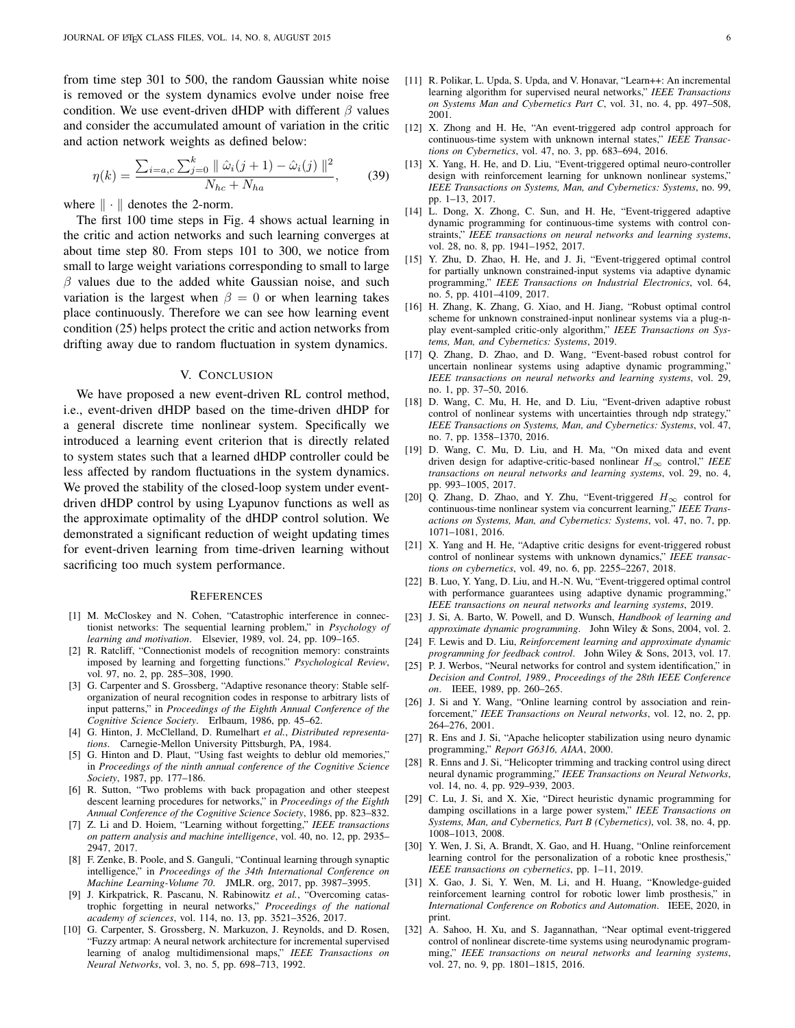from time step 301 to 500, the random Gaussian white noise is removed or the system dynamics evolve under noise free condition. We use event-driven dHDP with different $\beta$ values and consider the accumulated amount of variation in the critic and action network weights as defined below:

$$\eta(k) = \frac{\sum_{i=a,c} \sum_{j=0}^{k} \| \hat{\omega}_i(j+1) - \hat{\omega}_i(j) \|^2}{N_{hc} + N_{ha}}, \tag{39}$$

where $\| \cdot \|$ denotes the 2-norm.

The first 100 time steps in Fig. 4 shows actual learning in the critic and action networks and such learning converges at about time step 80. From steps 101 to 300, we notice from small to large weight variations corresponding to small to large $\beta$ values due to the added white Gaussian noise, and such variation is the largest when $\beta = 0$ or when learning takes place continuously. Therefore we can see how learning event condition (25) helps protect the critic and action networks from drifting away due to random fluctuation in system dynamics.

## V. Conclusion

We have proposed a new event-driven RL control method, i.e., event-driven dHDP based on the time-driven dHDP for a general discrete time nonlinear system. Specifically we introduced a learning event criterion that is directly related to system states such that a learned dHDP controller could be less affected by random fluctuations in the system dynamics. We proved the stability of the closed-loop system under event-driven dHDP control by using Lyapunov functions as well as the approximate optimality of the dHDP control solution. We demonstrated a significant reduction of weight updating times for event-driven learning from time-driven learning without sacrificing too much system performance.

## References

[1] M. McCloskey and N. Cohen, "Catastrophic interference in connectionist networks: The sequential learning problem," in *Psychology of learning and motivation*. Elsevier, 1989, vol. 24, pp. 109–165.

[2] R. Ratcliff, "Connectionist models of recognition memory: constraints imposed by learning and forgetting functions." *Psychological Review*, vol. 97, no. 2, pp. 285–308, 1990.

[3] G. Carpenter and S. Grossberg, "Adaptive resonance theory: Stable self-organization of neural recognition codes in response to arbitrary lists of input patterns," in *Proceedings of the Eighth Annual Conference of the Cognitive Science Society*. Erlbaum, 1986, pp. 45–62.

[4] G. Hinton, J. McClelland, D. Rumelhart *et al.*, *Distributed representations*. Carnegie-Mellon University Pittsburgh, PA, 1984.

[5] G. Hinton and D. Plaut, "Using fast weights to deblur old memories," in *Proceedings of the ninth annual conference of the Cognitive Science Society*, 1987, pp. 177–186.

[6] R. Sutton, "Two problems with back propagation and other steepest descent learning procedures for networks," in *Proceedings of the Eighth Annual Conference of the Cognitive Science Society*, 1986, pp. 823–832.

[7] Z. Li and D. Hoiem, "Learning without forgetting," *IEEE transactions on pattern analysis and machine intelligence*, vol. 40, no. 12, pp. 2935–2947, 2017.

[8] F. Zenke, B. Poole, and S. Ganguli, "Continual learning through synaptic intelligence," in *Proceedings of the 34th International Conference on Machine Learning-Volume 70*. JMLR. org, 2017, pp. 3987–3995.

[9] J. Kirkpatrick, R. Pascanu, N. Rabinowitz *et al.*, "Overcoming catastrophic forgetting in neural networks," *Proceedings of the national academy of sciences*, vol. 114, no. 13, pp. 3521–3526, 2017.

[10] G. Carpenter, S. Grossberg, N. Markuzon, J. Reynolds, and D. Rosen, "Fuzzy artmap: A neural network architecture for incremental supervised learning of analog multidimensional maps," *IEEE Transactions on Neural Networks*, vol. 3, no. 5, pp. 698–713, 1992.

[11] R. Polikar, L. Upda, S. Upda, and V. Honavar, "Learn++: An incremental learning algorithm for supervised neural networks," *IEEE Transactions on Systems Man and Cybernetics Part C*, vol. 31, no. 4, pp. 497–508, 2001.

[12] X. Zhong and H. He, "An event-triggered adp control approach for continuous-time system with unknown internal states," *IEEE Transactions on Cybernetics*, vol. 47, no. 3, pp. 683–694, 2016.

[13] X. Yang, H. He, and D. Liu, "Event-triggered optimal neuro-controller design with reinforcement learning for unknown nonlinear systems," *IEEE Transactions on Systems, Man, and Cybernetics: Systems*, no. 99, pp. 1–13, 2017.

[14] L. Dong, X. Zhong, C. Sun, and H. He, "Event-triggered adaptive dynamic programming for continuous-time systems with control constraints," *IEEE transactions on neural networks and learning systems*, vol. 28, no. 8, pp. 1941–1952, 2017.

[15] Y. Zhu, D. Zhao, H. He, and J. Ji, "Event-triggered optimal control for partially unknown constrained-input systems via adaptive dynamic programming," *IEEE Transactions on Industrial Electronics*, vol. 64, no. 5, pp. 4101–4109, 2017.

[16] H. Zhang, K. Zhang, G. Xiao, and H. Jiang, "Robust optimal control scheme for unknown constrained-input nonlinear systems via a plug-n-play event-sampled critic-only algorithm," *IEEE Transactions on Systems, Man, and Cybernetics: Systems*, 2019.

[17] Q. Zhang, D. Zhao, and D. Wang, "Event-based robust control for uncertain nonlinear systems using adaptive dynamic programming," *IEEE transactions on neural networks and learning systems*, vol. 29, no. 1, pp. 37–50, 2016.

[18] D. Wang, C. Mu, H. He, and D. Liu, "Event-driven adaptive robust control of nonlinear systems with uncertainties through ndp strategy," *IEEE Transactions on Systems, Man, and Cybernetics: Systems*, vol. 47, no. 7, pp. 1358–1370, 2016.

[19] D. Wang, C. Mu, D. Liu, and H. Ma, "On mixed data and event driven design for adaptive-critic-based nonlinear $H_\infty$ control," *IEEE transactions on neural networks and learning systems*, vol. 29, no. 4, pp. 993–1005, 2017.

[20] Q. Zhang, D. Zhao, and Y. Zhu, "Event-triggered $H_\infty$ control for continuous-time nonlinear system via concurrent learning," *IEEE Transactions on Systems, Man, and Cybernetics: Systems*, vol. 47, no. 7, pp. 1071–1081, 2016.

[21] X. Yang and H. He, "Adaptive critic designs for event-triggered robust control of nonlinear systems with unknown dynamics," *IEEE transactions on cybernetics*, vol. 49, no. 6, pp. 2255–2267, 2018.

[22] B. Luo, Y. Yang, D. Liu, and H.-N. Wu, "Event-triggered optimal control with performance guarantees using adaptive dynamic programming," *IEEE transactions on neural networks and learning systems*, 2019.

[23] J. Si, A. Barto, W. Powell, and D. Wunsch, *Handbook of learning and approximate dynamic programming*. John Wiley & Sons, 2004, vol. 2.

[24] F. Lewis and D. Liu, *Reinforcement learning and approximate dynamic programming for feedback control*. John Wiley & Sons, 2013, vol. 17.

[25] P. J. Werbos, "Neural networks for control and system identification," in *Decision and Control, 1989., Proceedings of the 28th IEEE Conference on*. IEEE, 1989, pp. 260–265.

[26] J. Si and Y. Wang, "Online learning control by association and reinforcement," *IEEE Transactions on Neural networks*, vol. 12, no. 2, pp. 264–276, 2001.

[27] R. Ens and J. Si, "Apache helicopter stabilization using neuro dynamic programming," *Report G6316, AIAA*, 2000.

[28] R. Enns and J. Si, "Helicopter trimming and tracking control using direct neural dynamic programming," *IEEE Transactions on Neural Networks*, vol. 14, no. 4, pp. 929–939, 2003.

[29] C. Lu, J. Si, and X. Xie, "Direct heuristic dynamic programming for damping oscillations in a large power system," *IEEE Transactions on Systems, Man, and Cybernetics, Part B (Cybernetics)*, vol. 38, no. 4, pp. 1008–1013, 2008.

[30] Y. Wen, J. Si, A. Brandt, X. Gao, and H. Huang, "Online reinforcement learning control for the personalization of a robotic knee prosthesis," *IEEE transactions on cybernetics*, pp. 1–11, 2019.

[31] X. Gao, J. Si, Y. Wen, M. Li, and H. Huang, "Knowledge-guided reinforcement learning control for robotic lower limb prosthesis," in *International Conference on Robotics and Automation*. IEEE, 2020, in print.

[32] A. Sahoo, H. Xu, and S. Jagannathan, "Near optimal event-triggered control of nonlinear discrete-time systems using neurodynamic programming," *IEEE transactions on neural networks and learning systems*, vol. 27, no. 9, pp. 1801–1815, 2016.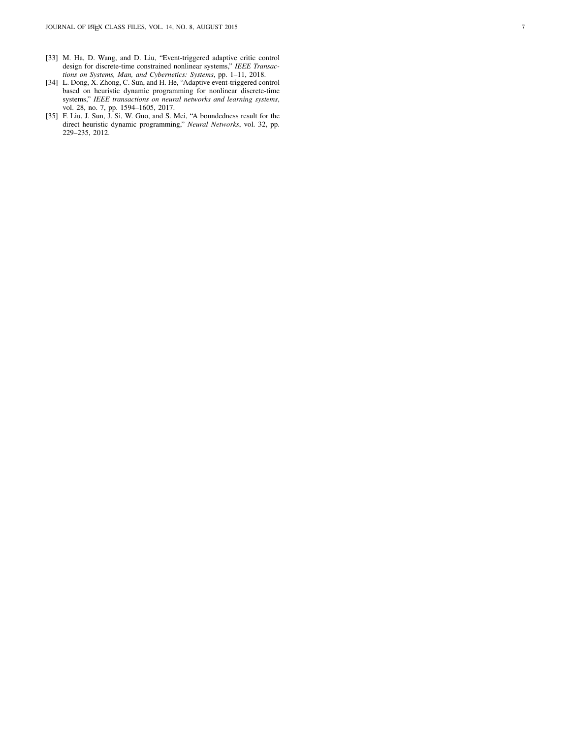[33] M. Ha, D. Wang, and D. Liu, "Event-triggered adaptive critic control design for discrete-time constrained nonlinear systems," *IEEE Transactions on Systems, Man, and Cybernetics: Systems*, pp. 1–11, 2018.

[34] L. Dong, X. Zhong, C. Sun, and H. He, "Adaptive event-triggered control based on heuristic dynamic programming for nonlinear discrete-time systems," *IEEE transactions on neural networks and learning systems*, vol. 28, no. 7, pp. 1594–1605, 2017.

[35] F. Liu, J. Sun, J. Si, W. Guo, and S. Mei, "A boundedness result for the direct heuristic dynamic programming," *Neural Networks*, vol. 32, pp. 229–235, 2012.